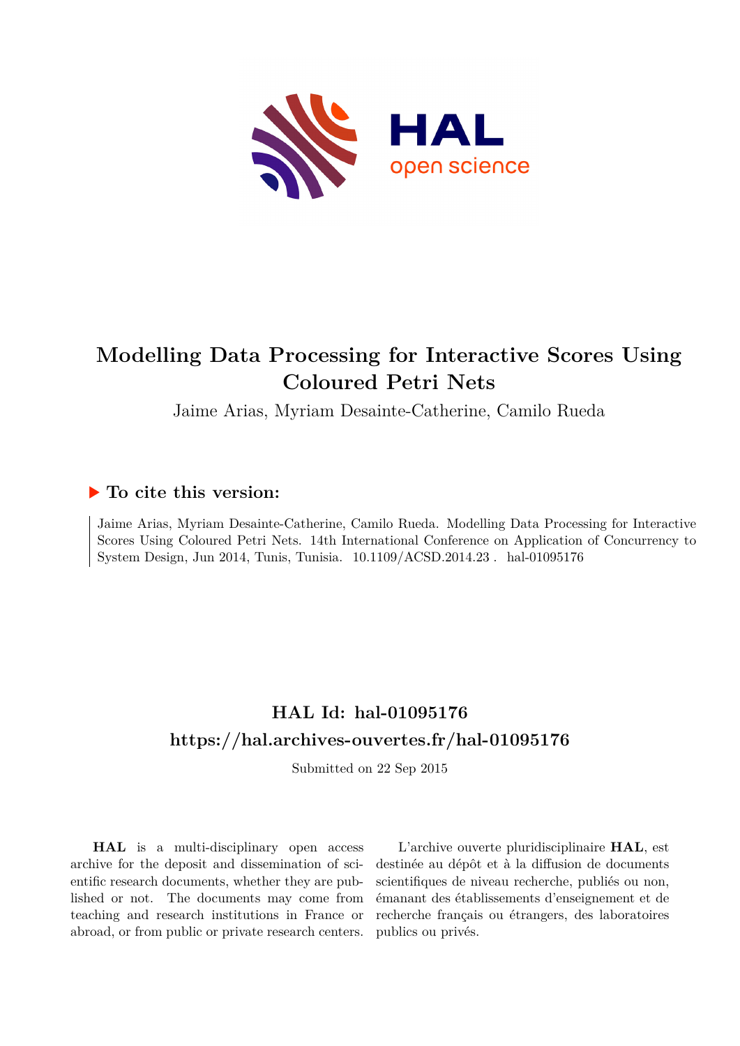# Modelling Data Processing for Interactive Scores Using Coloured Petri Nets

Jaime Arias, Myriam Desainte-Catherine, Camilo Rueda

## ▶ To cite this version:

Jaime Arias, Myriam Desainte-Catherine, Camilo Rueda. Modelling Data Processing for Interactive Scores Using Coloured Petri Nets. 14th International Conference on Application of Concurrency to System Design, Jun 2014, Tunis, Tunisia. 10.1109/ACSD.2014.23 . hal-01095176

## HAL Id: hal-01095176

## https://hal.archives-ouvertes.fr/hal-01095176

Submitted on 22 Sep 2015

**HAL** is a multi-disciplinary open access archive for the deposit and dissemination of scientific research documents, whether they are published or not. The documents may come from teaching and research institutions in France or abroad, or from public or private research centers.

L'archive ouverte pluridisciplinaire **HAL**, est destinée au dépôt et à la diffusion de documents scientifiques de niveau recherche, publiés ou non, émanant des établissements d'enseignement et de recherche français ou étrangers, des laboratoires publics ou privés.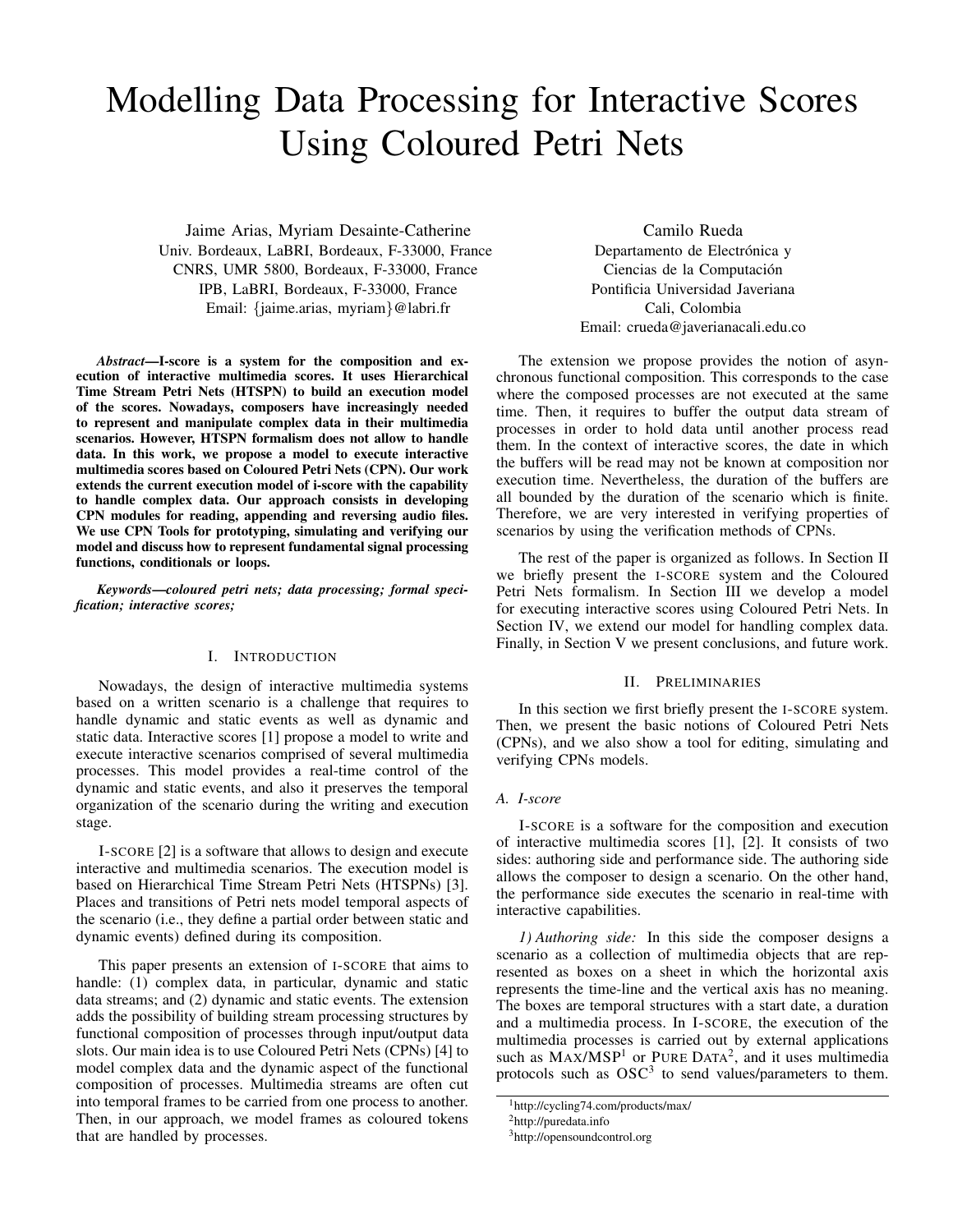# Modelling Data Processing for Interactive Scores Using Coloured Petri Nets

Jaime Arias, Myriam Desainte-Catherine
Univ. Bordeaux, LaBRI, Bordeaux, F-33000, France
CNRS, UMR 5800, Bordeaux, F-33000, France
IPB, LaBRI, Bordeaux, F-33000, France
Email: {jaime.arias, myriam}@labri.fr

Camilo Rueda
Departamento de Electrónica y
Ciencias de la Computación
Pontificia Universidad Javeriana
Cali, Colombia
Email: crueda@javerianacali.edu.co

***Abstract*—I-score is a system for the composition and execution of interactive multimedia scores. It uses Hierarchical Time Stream Petri Nets (HTSPN) to build an execution model of the scores. Nowadays, composers have increasingly needed to represent and manipulate complex data in their multimedia scenarios. However, HTSPN formalism does not allow to handle data. In this work, we propose a model to execute interactive multimedia scores based on Coloured Petri Nets (CPN). Our work extends the current execution model of i-score with the capability to handle complex data. Our approach consists in developing CPN modules for reading, appending and reversing audio files. We use CPN Tools for prototyping, simulating and verifying our model and discuss how to represent fundamental signal processing functions, conditionals or loops.**

***Keywords*—coloured petri nets; data processing; formal specification; interactive scores;**

## I. Introduction

Nowadays, the design of interactive multimedia systems based on a written scenario is a challenge that requires to handle dynamic and static events as well as dynamic and static data. Interactive scores [1] propose a model to write and execute interactive scenarios comprised of several multimedia processes. This model provides a real-time control of the dynamic and static events, and also it preserves the temporal organization of the scenario during the writing and execution stage.

I-SCORE [2] is a software that allows to design and execute interactive and multimedia scenarios. The execution model is based on Hierarchical Time Stream Petri Nets (HTSPNs) [3]. Places and transitions of Petri nets model temporal aspects of the scenario (i.e., they define a partial order between static and dynamic events) defined during its composition.

This paper presents an extension of I-SCORE that aims to handle: (1) complex data, in particular, dynamic and static data streams; and (2) dynamic and static events. The extension adds the possibility of building stream processing structures by functional composition of processes through input/output data slots. Our main idea is to use Coloured Petri Nets (CPNs) [4] to model complex data and the dynamic aspect of the functional composition of processes. Multimedia streams are often cut into temporal frames to be carried from one process to another. Then, in our approach, we model frames as coloured tokens that are handled by processes.

The extension we propose provides the notion of asynchronous functional composition. This corresponds to the case where the composed processes are not executed at the same time. Then, it requires to buffer the output data stream of processes in order to hold data until another process read them. In the context of interactive scores, the date in which the buffers will be read may not be known at composition nor execution time. Nevertheless, the duration of the buffers are all bounded by the duration of the scenario which is finite. Therefore, we are very interested in verifying properties of scenarios by using the verification methods of CPNs.

The rest of the paper is organized as follows. In Section II we briefly present the I-SCORE system and the Coloured Petri Nets formalism. In Section III we develop a model for executing interactive scores using Coloured Petri Nets. In Section IV, we extend our model for handling complex data. Finally, in Section V we present conclusions, and future work.

## II. Preliminaries

In this section we first briefly present the I-SCORE system. Then, we present the basic notions of Coloured Petri Nets (CPNs), and we also show a tool for editing, simulating and verifying CPNs models.

### A. I-score

I-SCORE is a software for the composition and execution of interactive multimedia scores [1], [2]. It consists of two sides: authoring side and performance side. The authoring side allows the composer to design a scenario. On the other hand, the performance side executes the scenario in real-time with interactive capabilities.

*1) Authoring side:* In this side the composer designs a scenario as a collection of multimedia objects that are represented as boxes on a sheet in which the horizontal axis represents the time-line and the vertical axis has no meaning. The boxes are temporal structures with a start date, a duration and a multimedia process. In I-SCORE, the execution of the multimedia processes is carried out by external applications such as MAX/MSP[1] or PURE DATA[2], and it uses multimedia protocols such as OSC[3] to send values/parameters to them.

[1] http://cycling74.com/products/max/

[2] http://puredata.info

[3] http://opensoundcontrol.org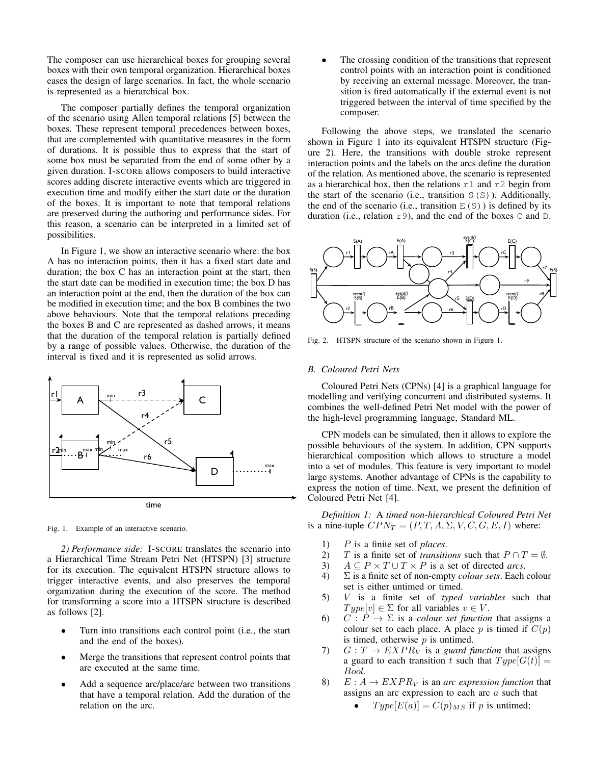The composer can use hierarchical boxes for grouping several boxes with their own temporal organization. Hierarchical boxes eases the design of large scenarios. In fact, the whole scenario is represented as a hierarchical box.

The composer partially defines the temporal organization of the scenario using Allen temporal relations [5] between the boxes. These represent temporal precedences between boxes, that are complemented with quantitative measures in the form of durations. It is possible thus to express that the start of some box must be separated from the end of some other by a given duration. I-SCORE allows composers to build interactive scores adding discrete interactive events which are triggered in execution time and modify either the start date or the duration of the boxes. It is important to note that temporal relations are preserved during the authoring and performance sides. For this reason, a scenario can be interpreted in a limited set of possibilities.

In Figure 1, we show an interactive scenario where: the box A has no interaction points, then it has a fixed start date and duration; the box C has an interaction point at the start, then the start date can be modified in execution time; the box D has an interaction point at the end, then the duration of the box can be modified in execution time; and the box B combines the two above behaviours. Note that the temporal relations preceding the boxes B and C are represented as dashed arrows, it means that the duration of the temporal relation is partially defined by a range of possible values. Otherwise, the duration of the interval is fixed and it is represented as solid arrows.

Fig. 1. Example of an interactive scenario.

*2) Performance side:* I-SCORE translates the scenario into a Hierarchical Time Stream Petri Net (HTSPN) [3] structure for its execution. The equivalent HTSPN structure allows to trigger interactive events, and also preserves the temporal organization during the execution of the score. The method for transforming a score into a HTSPN structure is described as follows [2].

- Turn into transitions each control point (i.e., the start and the end of the boxes).
- Merge the transitions that represent control points that are executed at the same time.
- Add a sequence arc/place/arc between two transitions that have a temporal relation. Add the duration of the relation on the arc.
- The crossing condition of the transitions that represent control points with an interaction point is conditioned by receiving an external message. Moreover, the transition is fired automatically if the external event is not triggered between the interval of time specified by the composer.

Following the above steps, we translated the scenario shown in Figure 1 into its equivalent HTSPN structure (Figure 2). Here, the transitions with double stroke represent interaction points and the labels on the arcs define the duration of the relation. As mentioned above, the scenario is represented as a hierarchical box, then the relations `r1` and `r2` begin from the start of the scenario (i.e., transition `S(S)`). Additionally, the end of the scenario (i.e., transition `E(S)`) is defined by its duration (i.e., relation `r9`), and the end of the boxes `C` and `D`.

Fig. 2. HTSPN structure of the scenario shown in Figure 1.

### B. Coloured Petri Nets

Coloured Petri Nets (CPNs) [4] is a graphical language for modelling and verifying concurrent and distributed systems. It combines the well-defined Petri Net model with the power of the high-level programming language, Standard ML.

CPN models can be simulated, then it allows to explore the possible behaviours of the system. In addition, CPN supports hierarchical composition which allows to structure a model into a set of modules. This feature is very important to model large systems. Another advantage of CPNs is the capability to express the notion of time. Next, we present the definition of Coloured Petri Net [4].

*Definition 1:* A *timed non-hierarchical Coloured Petri Net* is a nine-tuple $CPN_T = (P, T, A, \Sigma, V, C, G, E, I)$ where:

1) $P$ is a finite set of *places*.
2) $T$ is a finite set of *transitions* such that $P \cap T = \emptyset$.
3) $A \subseteq P \times T \cup T \times P$ is a set of directed *arcs*.
4) $\Sigma$ is a finite set of non-empty *colour sets*. Each colour set is either untimed or timed.
5) $V$ is a finite set of *typed variables* such that $Type[v] \in \Sigma$ for all variables $v \in V$.
6) $C : P \to \Sigma$ is a *colour set function* that assigns a colour set to each place. A place $p$ is timed if $C(p)$ is timed, otherwise $p$ is untimed.
7) $G : T \to EXPR_V$ is a *guard function* that assigns a guard to each transition $t$ such that $Type[G(t)] = Bool$.
8) $E : A \to EXPR_V$ is an *arc expression function* that assigns an arc expression to each arc $a$ such that
   - $Type[E(a)] = C(p)_{MS}$ if $p$ is untimed;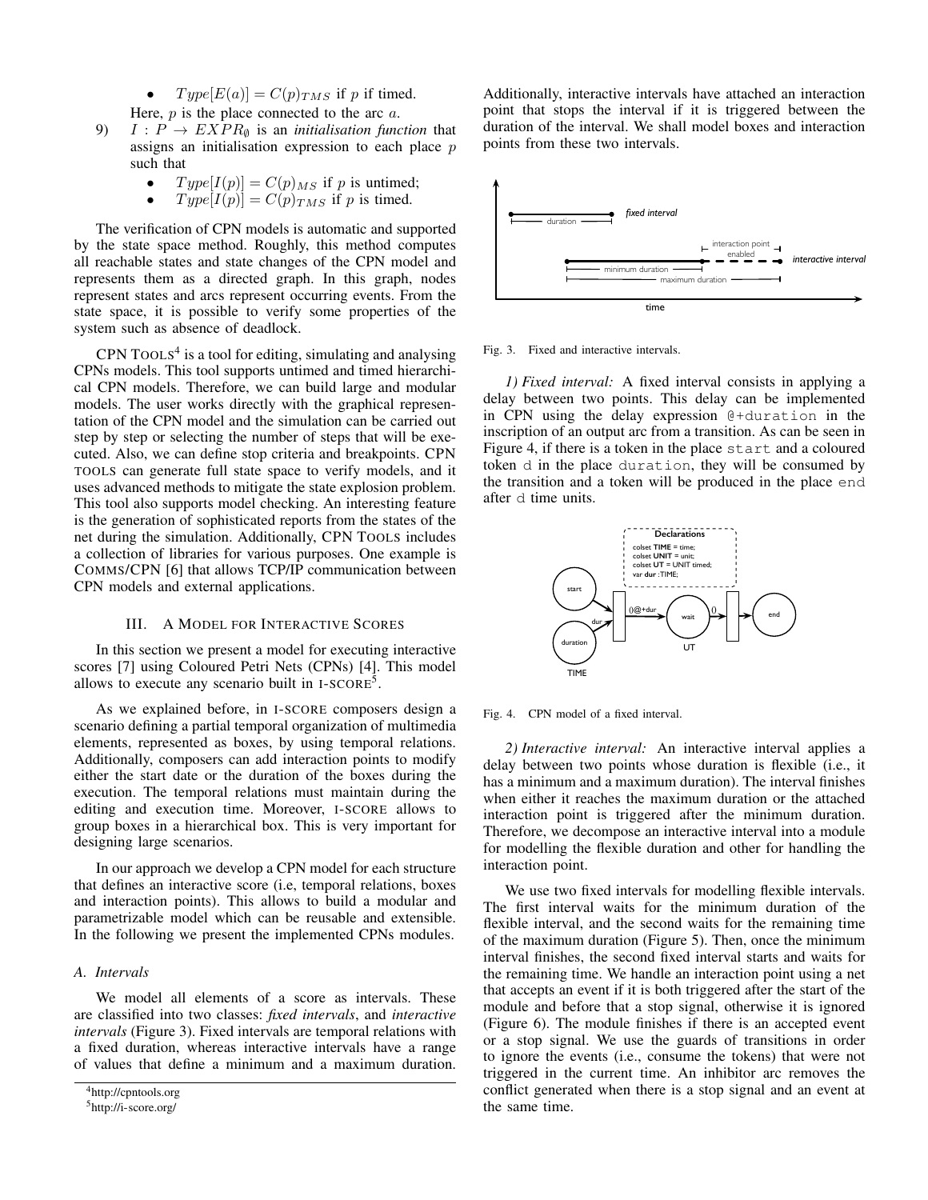- $Type[E(a)] = C(p)_{TMS}$ if $p$ if timed.

Here, $p$ is the place connected to the arc $a$.

9) $I : P \rightarrow EXPR_{\emptyset}$ is an *initialisation function* that assigns an initialisation expression to each place $p$ such that
   - $Type[I(p)] = C(p)_{MS}$ if $p$ is untimed;
   - $Type[I(p)] = C(p)_{TMS}$ if $p$ is timed.

The verification of CPN models is automatic and supported by the state space method. Roughly, this method computes all reachable states and state changes of the CPN model and represents them as a directed graph. In this graph, nodes represent states and arcs represent occurring events. From the state space, it is possible to verify some properties of the system such as absence of deadlock.

CPN TOOLS[4] is a tool for editing, simulating and analysing CPNs models. This tool supports untimed and timed hierarchical CPN models. Therefore, we can build large and modular models. The user works directly with the graphical representation of the CPN model and the simulation can be carried out step by step or selecting the number of steps that will be executed. Also, we can define stop criteria and breakpoints. CPN TOOLS can generate full state space to verify models, and it uses advanced methods to mitigate the state explosion problem. This tool also supports model checking. An interesting feature is the generation of sophisticated reports from the states of the net during the simulation. Additionally, CPN TOOLS includes a collection of libraries for various purposes. One example is COMMS/CPN [6] that allows TCP/IP communication between CPN models and external applications.

## III. A Model for Interactive Scores

In this section we present a model for executing interactive scores [7] using Coloured Petri Nets (CPNs) [4]. This model allows to execute any scenario built in I-SCORE[5].

As we explained before, in I-SCORE composers design a scenario defining a partial temporal organization of multimedia elements, represented as boxes, by using temporal relations. Additionally, composers can add interaction points to modify either the start date or the duration of the boxes during the execution. The temporal relations must maintain during the editing and execution time. Moreover, I-SCORE allows to group boxes in a hierarchical box. This is very important for designing large scenarios.

In our approach we develop a CPN model for each structure that defines an interactive score (i.e, temporal relations, boxes and interaction points). This allows to build a modular and parametrizable model which can be reusable and extensible. In the following we present the implemented CPNs modules.

### A. Intervals

We model all elements of a score as intervals. These are classified into two classes: *fixed intervals*, and *interactive intervals* (Figure 3). Fixed intervals are temporal relations with a fixed duration, whereas interactive intervals have a range of values that define a minimum and a maximum duration. Additionally, interactive intervals have attached an interaction point that stops the interval if it is triggered between the duration of the interval. We shall model boxes and interaction points from these two intervals.

Fig. 3. Fixed and interactive intervals.

*1) Fixed interval:* A fixed interval consists in applying a delay between two points. This delay can be implemented in CPN using the delay expression `@+duration` in the inscription of an output arc from a transition. As can be seen in Figure 4, if there is a token in the place `start` and a coloured token `d` in the place `duration`, they will be consumed by the transition and a token will be produced in the place `end` after `d` time units.

Fig. 4. CPN model of a fixed interval.

*2) Interactive interval:* An interactive interval applies a delay between two points whose duration is flexible (i.e., it has a minimum and a maximum duration). The interval finishes when either it reaches the maximum duration or the attached interaction point is triggered after the minimum duration. Therefore, we decompose an interactive interval into a module for modelling the flexible duration and other for handling the interaction point.

We use two fixed intervals for modelling flexible intervals. The first interval waits for the minimum duration of the flexible interval, and the second waits for the remaining time of the maximum duration (Figure 5). Then, once the minimum interval finishes, the second fixed interval starts and waits for the remaining time. We handle an interaction point using a net that accepts an event if it is both triggered after the start of the module and before that a stop signal, otherwise it is ignored (Figure 6). The module finishes if there is an accepted event or a stop signal. We use the guards of transitions in order to ignore the events (i.e., consume the tokens) that were not triggered in the current time. An inhibitor arc removes the conflict generated when there is a stop signal and an event at the same time.

[4] http://cpntools.org

[5] http://i-score.org/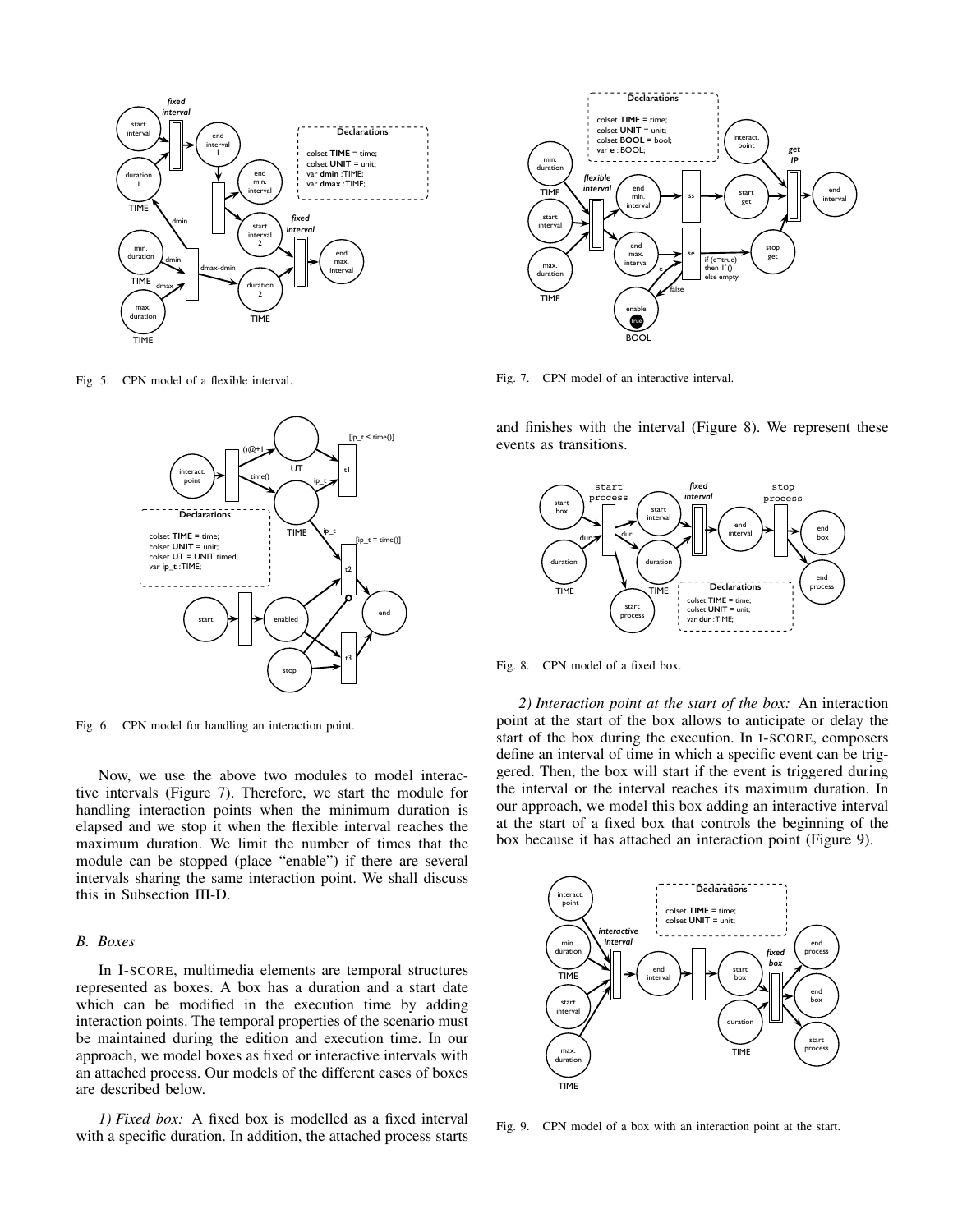Fig. 5. CPN model of a flexible interval.

Fig. 6. CPN model for handling an interaction point.

Now, we use the above two modules to model interactive intervals (Figure 7). Therefore, we start the module for handling interaction points when the minimum duration is elapsed and we stop it when the flexible interval reaches the maximum duration. We limit the number of times that the module can be stopped (place "enable") if there are several intervals sharing the same interaction point. We shall discuss this in Subsection III-D.

### *B. Boxes*

In I-SCORE, multimedia elements are temporal structures represented as boxes. A box has a duration and a start date which can be modified in the execution time by adding interaction points. The temporal properties of the scenario must be maintained during the edition and execution time. In our approach, we model boxes as fixed or interactive intervals with an attached process. Our models of the different cases of boxes are described below.

*1) Fixed box:* A fixed box is modelled as a fixed interval with a specific duration. In addition, the attached process starts and finishes with the interval (Figure 8). We represent these events as transitions.

Fig. 7. CPN model of an interactive interval.

Fig. 8. CPN model of a fixed box.

*2) Interaction point at the start of the box:* An interaction point at the start of the box allows to anticipate or delay the start of the box during the execution. In I-SCORE, composers define an interval of time in which a specific event can be triggered. Then, the box will start if the event is triggered during the interval or the interval reaches its maximum duration. In our approach, we model this box adding an interactive interval at the start of a fixed box that controls the beginning of the box because it has attached an interaction point (Figure 9).

Fig. 9. CPN model of a box with an interaction point at the start.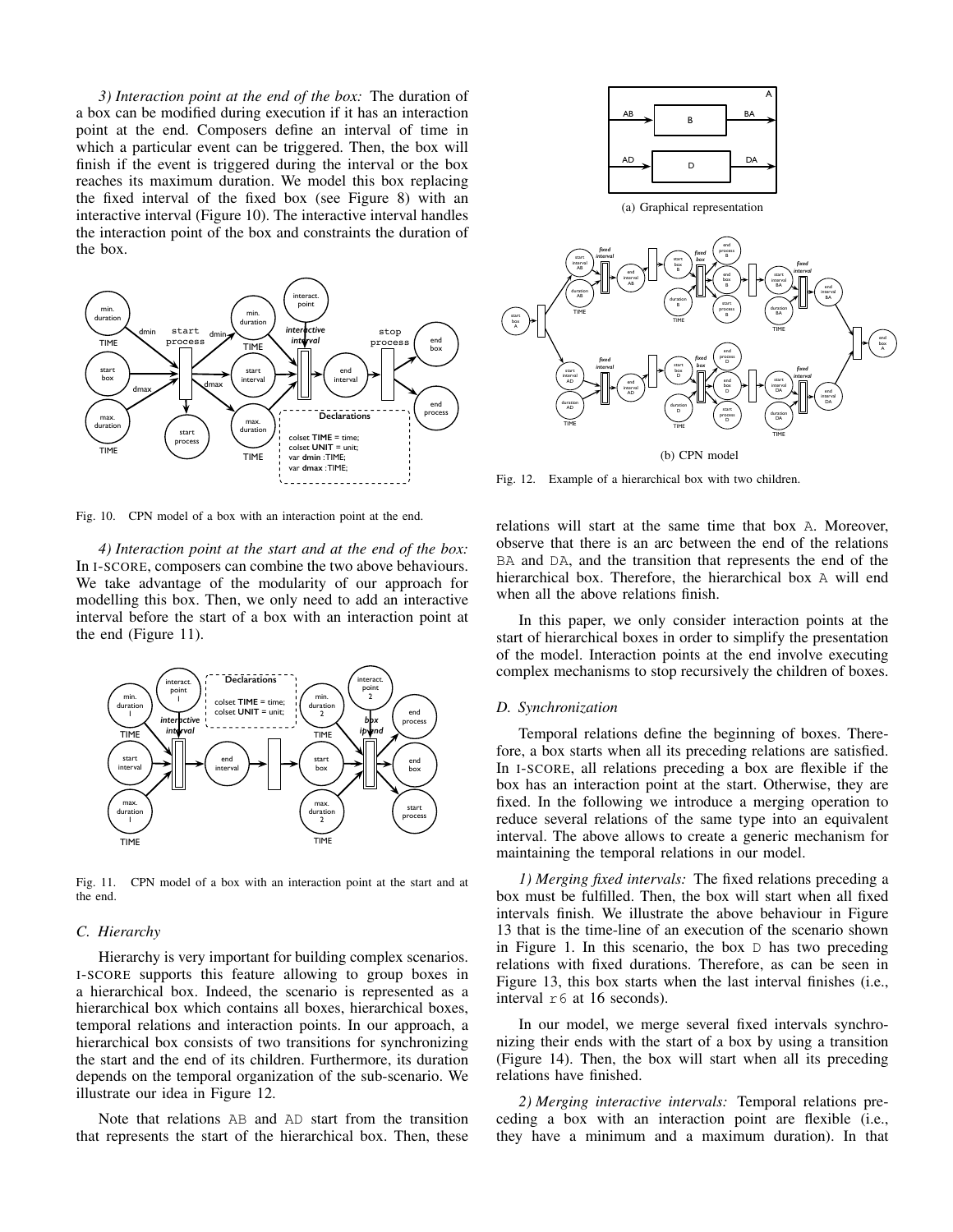*3) Interaction point at the end of the box:* The duration of a box can be modified during execution if it has an interaction point at the end. Composers define an interval of time in which a particular event can be triggered. Then, the box will finish if the event is triggered during the interval or the box reaches its maximum duration. We model this box replacing the fixed interval of the fixed box (see Figure 8) with an interactive interval (Figure 10). The interactive interval handles the interaction point of the box and constraints the duration of the box.

Fig. 10. CPN model of a box with an interaction point at the end.

*4) Interaction point at the start and at the end of the box:* In I-SCORE, composers can combine the two above behaviours. We take advantage of the modularity of our approach for modelling this box. Then, we only need to add an interactive interval before the start of a box with an interaction point at the end (Figure 11).

Fig. 11. CPN model of a box with an interaction point at the start and at the end.

### C. Hierarchy

Hierarchy is very important for building complex scenarios. I-SCORE supports this feature allowing to group boxes in a hierarchical box. Indeed, the scenario is represented as a hierarchical box which contains all boxes, hierarchical boxes, temporal relations and interaction points. In our approach, a hierarchical box consists of two transitions for synchronizing the start and the end of its children. Furthermore, its duration depends on the temporal organization of the sub-scenario. We illustrate our idea in Figure 12.

Note that relations AB and AD start from the transition that represents the start of the hierarchical box. Then, these relations will start at the same time that box A. Moreover, observe that there is an arc between the end of the relations BA and DA, and the transition that represents the end of the hierarchical box. Therefore, the hierarchical box A will end when all the above relations finish.

(a) Graphical representation

(b) CPN model

Fig. 12. Example of a hierarchical box with two children.

In this paper, we only consider interaction points at the start of hierarchical boxes in order to simplify the presentation of the model. Interaction points at the end involve executing complex mechanisms to stop recursively the children of boxes.

### D. Synchronization

Temporal relations define the beginning of boxes. Therefore, a box starts when all its preceding relations are satisfied. In I-SCORE, all relations preceding a box are flexible if the box has an interaction point at the start. Otherwise, they are fixed. In the following we introduce a merging operation to reduce several relations of the same type into an equivalent interval. The above allows to create a generic mechanism for maintaining the temporal relations in our model.

*1) Merging fixed intervals:* The fixed relations preceding a box must be fulfilled. Then, the box will start when all fixed intervals finish. We illustrate the above behaviour in Figure 13 that is the time-line of an execution of the scenario shown in Figure 1. In this scenario, the box D has two preceding relations with fixed durations. Therefore, as can be seen in Figure 13, this box starts when the last interval finishes (i.e., interval r6 at 16 seconds).

In our model, we merge several fixed intervals synchronizing their ends with the start of a box by using a transition (Figure 14). Then, the box will start when all its preceding relations have finished.

*2) Merging interactive intervals:* Temporal relations preceding a box with an interaction point are flexible (i.e., they have a minimum and a maximum duration). In that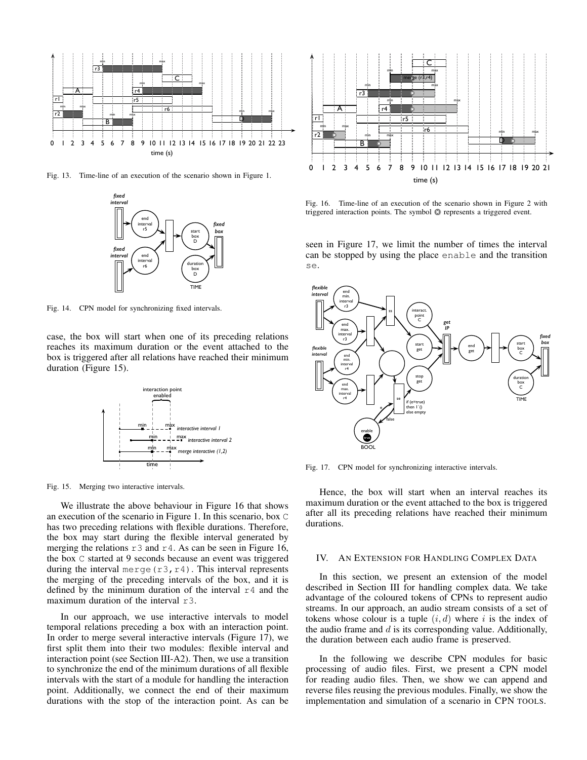Fig. 13. Time-line of an execution of the scenario shown in Figure 1.

Fig. 14. CPN model for synchronizing fixed intervals.

case, the box will start when one of its preceding relations reaches its maximum duration or the event attached to the box is triggered after all relations have reached their minimum duration (Figure 15).

Fig. 15. Merging two interactive intervals.

We illustrate the above behaviour in Figure 16 that shows an execution of the scenario in Figure 1. In this scenario, box `C` has two preceding relations with flexible durations. Therefore, the box may start during the flexible interval generated by merging the relations `r3` and `r4`. As can be seen in Figure 16, the box `C` started at 9 seconds because an event was triggered during the interval `merge(r3,r4)`. This interval represents the merging of the preceding intervals of the box, and it is defined by the minimum duration of the interval `r4` and the maximum duration of the interval `r3`.

In our approach, we use interactive intervals to model temporal relations preceding a box with an interaction point. In order to merge several interactive intervals (Figure 17), we first split them into their two modules: flexible interval and interaction point (see Section III-A2). Then, we use a transition to synchronize the end of the minimum durations of all flexible intervals with the start of a module for handling the interaction point. Additionally, we connect the end of their maximum durations with the stop of the interaction point. As can be seen in Figure 17, we limit the number of times the interval can be stopped by using the place `enable` and the transition `se`.

Fig. 16. Time-line of an execution of the scenario shown in Figure 2 with triggered interaction points. The symbol ⊗ represents a triggered event.

Fig. 17. CPN model for synchronizing interactive intervals.

Hence, the box will start when an interval reaches its maximum duration or the event attached to the box is triggered after all its preceding relations have reached their minimum durations.

## IV. An Extension for Handling Complex Data

In this section, we present an extension of the model described in Section III for handling complex data. We take advantage of the coloured tokens of CPNs to represent audio streams. In our approach, an audio stream consists of a set of tokens whose colour is a tuple $(i, d)$ where $i$ is the index of the audio frame and $d$ is its corresponding value. Additionally, the duration between each audio frame is preserved.

In the following we describe CPN modules for basic processing of audio files. First, we present a CPN model for reading audio files. Then, we show we can append and reverse files reusing the previous modules. Finally, we show the implementation and simulation of a scenario in CPN TOOLS.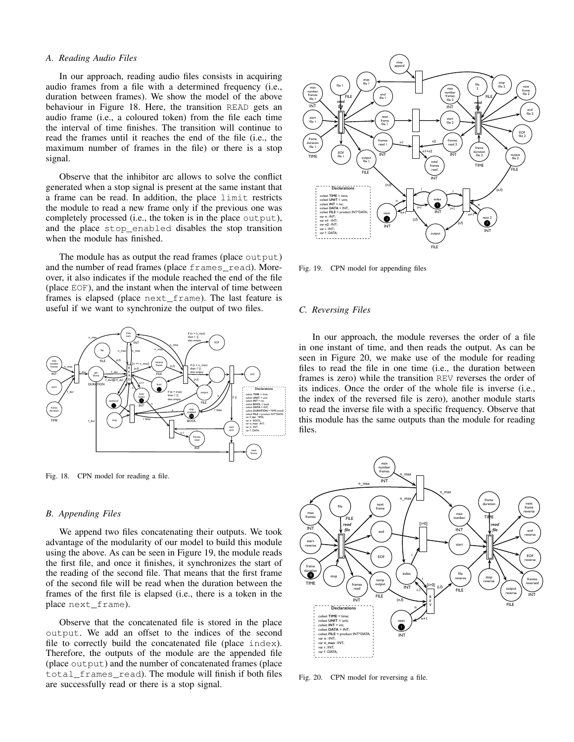### A. Reading Audio Files

In our approach, reading audio files consists in acquiring audio frames from a file with a determined frequency (i.e., duration between frames). We show the model of the above behaviour in Figure 18. Here, the transition READ gets an audio frame (i.e., a coloured token) from the file each time the interval of time finishes. The transition will continue to read the frames until it reaches the end of the file (i.e., the maximum number of frames in the file) or there is a stop signal.

Observe that the inhibitor arc allows to solve the conflict generated when a stop signal is present at the same instant that a frame can be read. In addition, the place limit restricts the module to read a new frame only if the previous one was completely processed (i.e., the token is in the place output), and the place stop_enabled disables the stop transition when the module has finished.

The module has as output the read frames (place output) and the number of read frames (place frames_read). Moreover, it also indicates if the module reached the end of the file (place EOF), and the instant when the interval of time between frames is elapsed (place next_frame). The last feature is useful if we want to synchronize the output of two files.

Fig. 18. CPN model for reading a file.

### B. Appending Files

We append two files concatenating their outputs. We took advantage of the modularity of our model to build this module using the above. As can be seen in Figure 19, the module reads the first file, and once it finishes, it synchronizes the start of the reading of the second file. That means that the first frame of the second file will be read when the duration between the frames of the first file is elapsed (i.e., there is a token in the place next_frame).

Observe that the concatenated file is stored in the place output. We add an offset to the indices of the second file to correctly build the concatenated file (place index). Therefore, the outputs of the module are the appended file (place output) and the number of concatenated frames (place total_frames_read). The module will finish if both files are successfully read or there is a stop signal.

Fig. 19. CPN model for appending files

### C. Reversing Files

In our approach, the module reverses the order of a file in one instant of time, and then reads the output. As can be seen in Figure 20, we make use of the module for reading files to read the file in one time (i.e., the duration between frames is zero) while the transition REV reverses the order of its indices. Once the order of the whole file is inverse (i.e., the index of the reversed file is zero), another module starts to read the inverse file with a specific frequency. Observe that this module has the same outputs than the module for reading files.

Fig. 20. CPN model for reversing a file.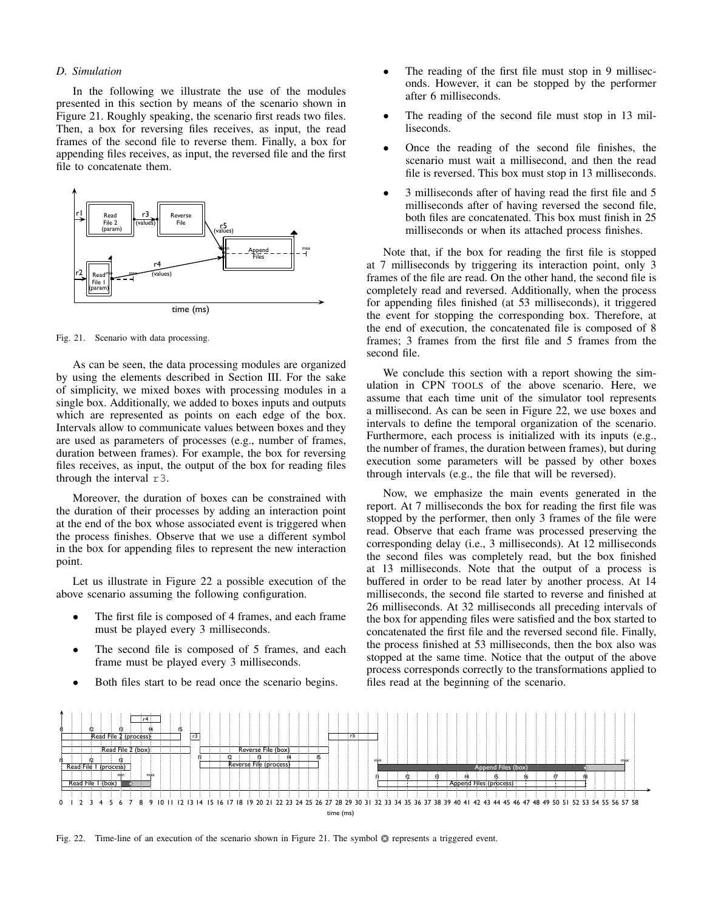### D. Simulation

In the following we illustrate the use of the modules presented in this section by means of the scenario shown in Figure 21. Roughly speaking, the scenario first reads two files. Then, a box for reversing files receives, as input, the read frames of the second file to reverse them. Finally, a box for appending files receives, as input, the reversed file and the first file to concatenate them.

Fig. 21. Scenario with data processing.

As can be seen, the data processing modules are organized by using the elements described in Section III. For the sake of simplicity, we mixed boxes with processing modules in a single box. Additionally, we added to boxes inputs and outputs which are represented as points on each edge of the box. Intervals allow to communicate values between boxes and they are used as parameters of processes (e.g., number of frames, duration between frames). For example, the box for reversing files receives, as input, the output of the box for reading files through the interval `r3`.

Moreover, the duration of boxes can be constrained with the duration of their processes by adding an interaction point at the end of the box whose associated event is triggered when the process finishes. Observe that we use a different symbol in the box for appending files to represent the new interaction point.

Let us illustrate in Figure 22 a possible execution of the above scenario assuming the following configuration.

- The first file is composed of 4 frames, and each frame must be played every 3 milliseconds.
- The second file is composed of 5 frames, and each frame must be played every 3 milliseconds.
- Both files start to be read once the scenario begins.
- The reading of the first file must stop in 9 milliseconds. However, it can be stopped by the performer after 6 milliseconds.
- The reading of the second file must stop in 13 milliseconds.
- Once the reading of the second file finishes, the scenario must wait a millisecond, and then the read file is reversed. This box must stop in 13 milliseconds.
- 3 milliseconds after of having read the first file and 5 milliseconds after of having reversed the second file, both files are concatenated. This box must finish in 25 milliseconds or when its attached process finishes.

Note that, if the box for reading the first file is stopped at 7 milliseconds by triggering its interaction point, only 3 frames of the file are read. On the other hand, the second file is completely read and reversed. Additionally, when the process for appending files finished (at 53 milliseconds), it triggered the event for stopping the corresponding box. Therefore, at the end of execution, the concatenated file is composed of 8 frames; 3 frames from the first file and 5 frames from the second file.

We conclude this section with a report showing the simulation in CPN TOOLS of the above scenario. Here, we assume that each time unit of the simulator tool represents a millisecond. As can be seen in Figure 22, we use boxes and intervals to define the temporal organization of the scenario. Furthermore, each process is initialized with its inputs (e.g., the number of frames, the duration between frames), but during execution some parameters will be passed by other boxes through intervals (e.g., the file that will be reversed).

Now, we emphasize the main events generated in the report. At 7 milliseconds the box for reading the first file was stopped by the performer, then only 3 frames of the file were read. Observe that each frame was processed preserving the corresponding delay (i.e., 3 milliseconds). At 12 milliseconds the second files was completely read, but the box finished at 13 milliseconds. Note that the output of a process is buffered in order to be read later by another process. At 14 milliseconds, the second file started to reverse and finished at 26 milliseconds. At 32 milliseconds all preceding intervals of the box for appending files were satisfied and the box started to concatenated the first file and the reversed second file. Finally, the process finished at 53 milliseconds, then the box also was stopped at the same time. Notice that the output of the above process corresponds correctly to the transformations applied to files read at the beginning of the scenario.

Fig. 22. Time-line of an execution of the scenario shown in Figure 21. The symbol ⊗ represents a triggered event.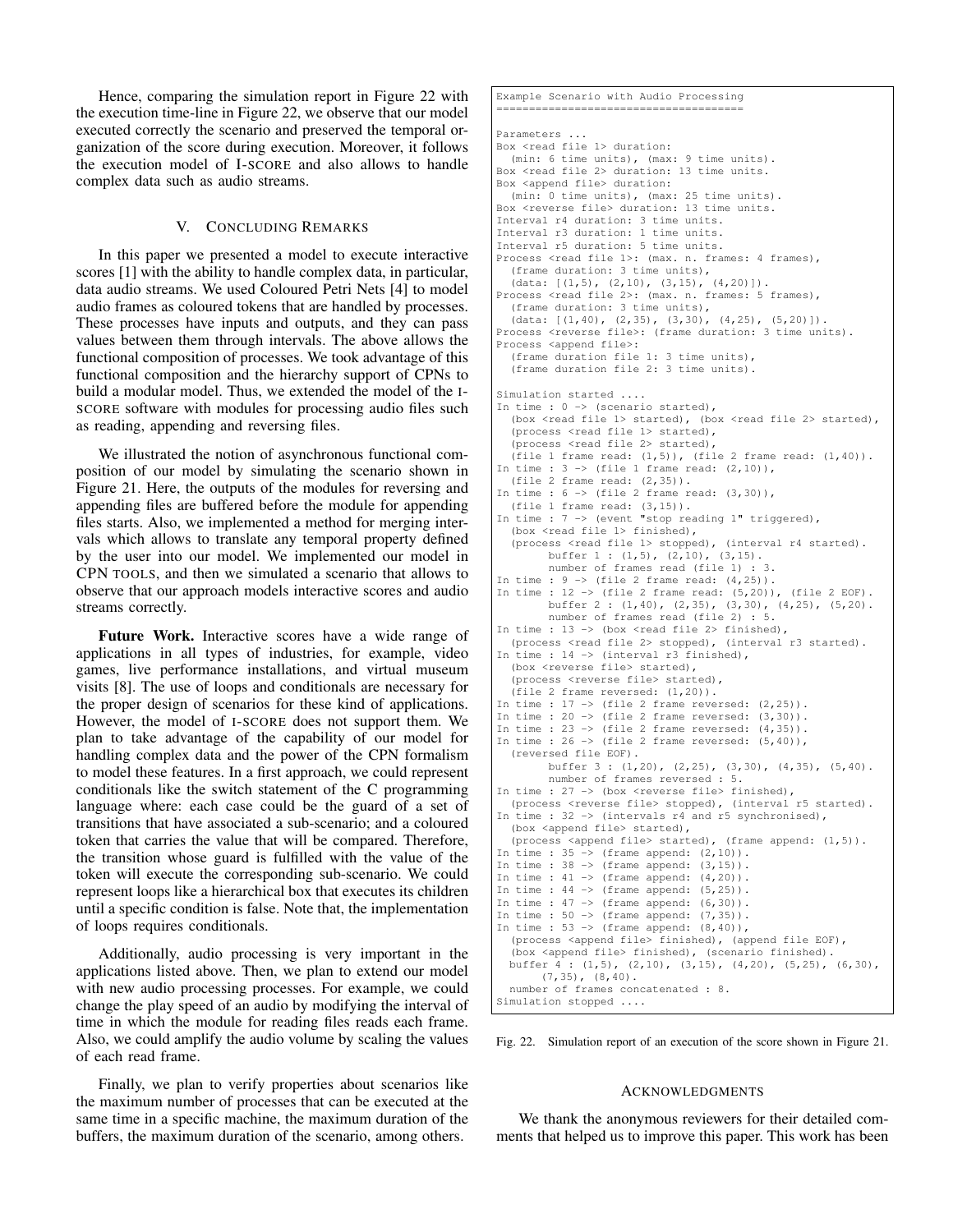Hence, comparing the simulation report in Figure 22 with the execution time-line in Figure 22, we observe that our model executed correctly the scenario and preserved the temporal organization of the score during execution. Moreover, it follows the execution model of I-SCORE and also allows to handle complex data such as audio streams.

## V. Concluding Remarks

In this paper we presented a model to execute interactive scores [1] with the ability to handle complex data, in particular, data audio streams. We used Coloured Petri Nets [4] to model audio frames as coloured tokens that are handled by processes. These processes have inputs and outputs, and they can pass values between them through intervals. The above allows the functional composition of processes. We took advantage of this functional composition and the hierarchy support of CPNs to build a modular model. Thus, we extended the model of the I-SCORE software with modules for processing audio files such as reading, appending and reversing files.

We illustrated the notion of asynchronous functional composition of our model by simulating the scenario shown in Figure 21. Here, the outputs of the modules for reversing and appending files are buffered before the module for appending files starts. Also, we implemented a method for merging intervals which allows to translate any temporal property defined by the user into our model. We implemented our model in CPN TOOLS, and then we simulated a scenario that allows to observe that our approach models interactive scores and audio streams correctly.

**Future Work.** Interactive scores have a wide range of applications in all types of industries, for example, video games, live performance installations, and virtual museum visits [8]. The use of loops and conditionals are necessary for the proper design of scenarios for these kind of applications. However, the model of I-SCORE does not support them. We plan to take advantage of the capability of our model for handling complex data and the power of the CPN formalism to model these features. In a first approach, we could represent conditionals like the switch statement of the C programming language where: each case could be the guard of a set of transitions that have associated a sub-scenario; and a coloured token that carries the value that will be compared. Therefore, the transition whose guard is fulfilled with the value of the token will execute the corresponding sub-scenario. We could represent loops like a hierarchical box that executes its children until a specific condition is false. Note that, the implementation of loops requires conditionals.

Additionally, audio processing is very important in the applications listed above. Then, we plan to extend our model with new audio processing processes. For example, we could change the play speed of an audio by modifying the interval of time in which the module for reading files reads each frame. Also, we could amplify the audio volume by scaling the values of each read frame.

Finally, we plan to verify properties about scenarios like the maximum number of processes that can be executed at the same time in a specific machine, the maximum duration of the buffers, the maximum duration of the scenario, among others.

```
Example Scenario with Audio Processing
======================================

Parameters ...
Box <read file 1> duration:
  (min: 6 time units), (max: 9 time units).
Box <read file 2> duration: 13 time units.
Box <append file> duration:
  (min: 0 time units), (max: 25 time units).
Box <reverse file> duration: 13 time units.
Interval r4 duration: 3 time units.
Interval r3 duration: 1 time units.
Interval r5 duration: 5 time units.
Process <read file 1>: (max. n. frames: 4 frames),
  (frame duration: 3 time units),
  (data: [(1,5), (2,10), (3,15), (4,20)]).
Process <read file 2>: (max. n. frames: 5 frames),
  (frame duration: 3 time units),
  (data: [(1,40), (2,35), (3,30), (4,25), (5,20)]).
Process <reverse file>: (frame duration: 3 time units).
Process <append file>:
  (frame duration file 1: 3 time units),
  (frame duration file 2: 3 time units).

Simulation started ....
In time : 0 -> (scenario started),
  (box <read file 1> started), (box <read file 2> started),
  (process <read file 1> started),
  (process <read file 2> started),
  (file 1 frame read: (1,5)), (file 2 frame read: (1,40)).
In time : 3 -> (file 1 frame read: (2,10)),
  (file 2 frame read: (2,35)).
In time : 6 -> (file 2 frame read: (3,30)),
  (file 1 frame read: (3,15)).
In time : 7 -> (event "stop reading 1" triggered),
  (box <read file 1> finished),
  (process <read file 1> stopped), (interval r4 started).
        buffer 1 : (1,5), (2,10), (3,15).
        number of frames read (file 1) : 3.
In time : 9 -> (file 2 frame read: (4,25)).
In time : 12 -> (file 2 frame read: (5,20)), (file 2 EOF).
        buffer 2 : (1,40), (2,35), (3,30), (4,25), (5,20).
        number of frames read (file 2) : 5.
In time : 13 -> (box <read file 2> finished),
  (process <read file 2> stopped), (interval r3 started).
In time : 14 -> (interval r3 finished),
  (box <reverse file> started),
  (process <reverse file> started),
  (file 2 frame reversed: (1,20)).
In time : 17 -> (file 2 frame reversed: (2,25)).
In time : 20 -> (file 2 frame reversed: (3,30)).
In time : 23 -> (file 2 frame reversed: (4,35)).
In time : 26 -> (file 2 frame reversed: (5,40)),
  (reversed file EOF).
        buffer 3 : (1,20), (2,25), (3,30), (4,35), (5,40).
        number of frames reversed : 5.
In time : 27 -> (box <reverse file> finished),
  (process <reverse file> stopped), (interval r5 started).
In time : 32 -> (intervals r4 and r5 synchronised),
  (box <append file> started),
  (process <append file> started), (frame append: (1,5)).
In time : 35 -> (frame append: (2,10)).
In time : 38 -> (frame append: (3,15)).
In time : 41 -> (frame append: (4,20)).
In time : 44 -> (frame append: (5,25)).
In time : 47 -> (frame append: (6,30)).
In time : 50 -> (frame append: (7,35)).
In time : 53 -> (frame append: (8,40)),
  (process <append file> finished), (append file EOF),
  (box <append file> finished), (scenario finished).
  buffer 4 : (1,5), (2,10), (3,15), (4,20), (5,25), (6,30),
      (7,35), (8,40).
  number of frames concatenated : 8.
Simulation stopped ....
```

Fig. 22. Simulation report of an execution of the score shown in Figure 21.

## Acknowledgments

We thank the anonymous reviewers for their detailed comments that helped us to improve this paper. This work has been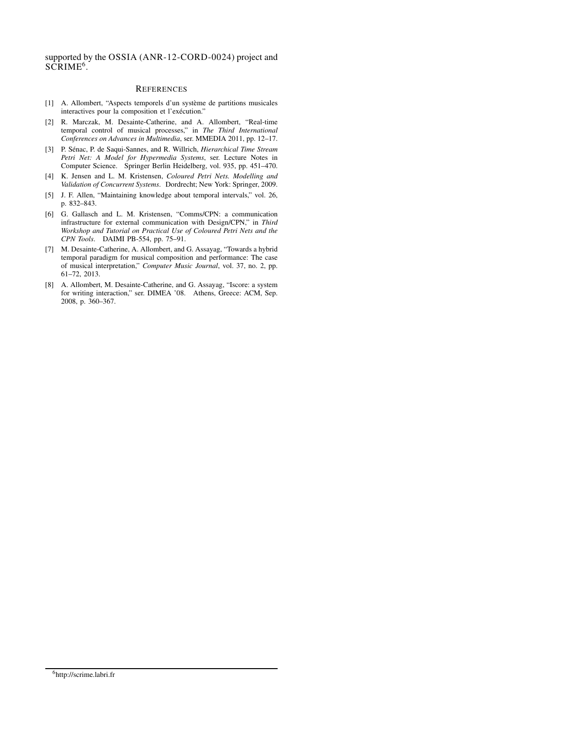supported by the OSSIA (ANR-12-CORD-0024) project and SCRIME[6].

## References

[1] A. Allombert, "Aspects temporels d'un système de partitions musicales interactives pour la composition et l'exécution."

[2] R. Marczak, M. Desainte-Catherine, and A. Allombert, "Real-time temporal control of musical processes," in *The Third International Conferences on Advances in Multimedia*, ser. MMEDIA 2011, pp. 12–17.

[3] P. Sénac, P. de Saqui-Sannes, and R. Willrich, *Hierarchical Time Stream Petri Net: A Model for Hypermedia Systems*, ser. Lecture Notes in Computer Science. Springer Berlin Heidelberg, vol. 935, pp. 451–470.

[4] K. Jensen and L. M. Kristensen, *Coloured Petri Nets. Modelling and Validation of Concurrent Systems*. Dordrecht; New York: Springer, 2009.

[5] J. F. Allen, "Maintaining knowledge about temporal intervals," vol. 26, p. 832–843.

[6] G. Gallasch and L. M. Kristensen, "Comms/CPN: a communication infrastructure for external communication with Design/CPN," in *Third Workshop and Tutorial on Practical Use of Coloured Petri Nets and the CPN Tools*. DAIMI PB-554, pp. 75–91.

[7] M. Desainte-Catherine, A. Allombert, and G. Assayag, "Towards a hybrid temporal paradigm for musical composition and performance: The case of musical interpretation," *Computer Music Journal*, vol. 37, no. 2, pp. 61–72, 2013.

[8] A. Allombert, M. Desainte-Catherine, and G. Assayag, "Iscore: a system for writing interaction," ser. DIMEA '08. Athens, Greece: ACM, Sep. 2008, p. 360–367.

[6] http://scrime.labri.fr